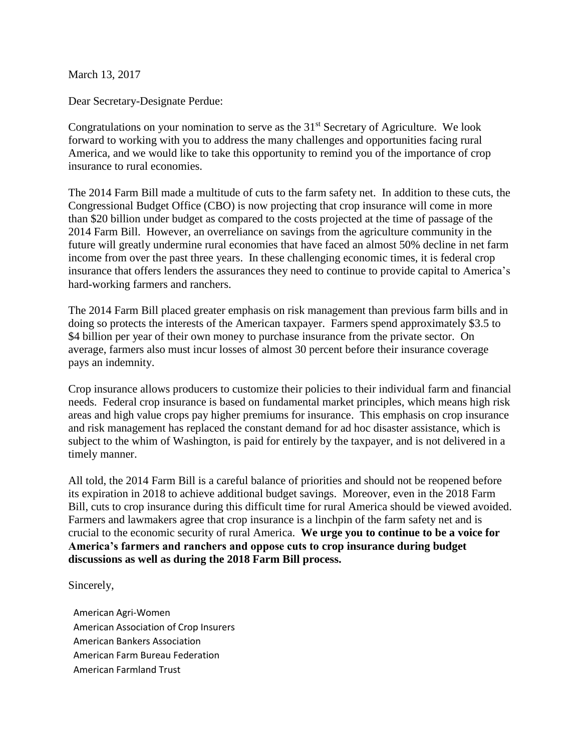March 13, 2017

Dear Secretary-Designate Perdue:

Congratulations on your nomination to serve as the 31st Secretary of Agriculture. We look forward to working with you to address the many challenges and opportunities facing rural America, and we would like to take this opportunity to remind you of the importance of crop insurance to rural economies.

The 2014 Farm Bill made a multitude of cuts to the farm safety net. In addition to these cuts, the Congressional Budget Office (CBO) is now projecting that crop insurance will come in more than $20 billion under budget as compared to the costs projected at the time of passage of the 2014 Farm Bill. However, an overreliance on savings from the agriculture community in the future will greatly undermine rural economies that have faced an almost 50% decline in net farm income from over the past three years. In these challenging economic times, it is federal crop insurance that offers lenders the assurances they need to continue to provide capital to America's hard-working farmers and ranchers.

The 2014 Farm Bill placed greater emphasis on risk management than previous farm bills and in doing so protects the interests of the American taxpayer. Farmers spend approximately $3.5 to $4 billion per year of their own money to purchase insurance from the private sector. On average, farmers also must incur losses of almost 30 percent before their insurance coverage pays an indemnity.

Crop insurance allows producers to customize their policies to their individual farm and financial needs. Federal crop insurance is based on fundamental market principles, which means high risk areas and high value crops pay higher premiums for insurance. This emphasis on crop insurance and risk management has replaced the constant demand for ad hoc disaster assistance, which is subject to the whim of Washington, is paid for entirely by the taxpayer, and is not delivered in a timely manner.

All told, the 2014 Farm Bill is a careful balance of priorities and should not be reopened before its expiration in 2018 to achieve additional budget savings. Moreover, even in the 2018 Farm Bill, cuts to crop insurance during this difficult time for rural America should be viewed avoided. Farmers and lawmakers agree that crop insurance is a linchpin of the farm safety net and is crucial to the economic security of rural America. **We urge you to continue to be a voice for America's farmers and ranchers and oppose cuts to crop insurance during budget discussions as well as during the 2018 Farm Bill process.**

Sincerely,

American Agri-Women
American Association of Crop Insurers
American Bankers Association
American Farm Bureau Federation
American Farmland Trust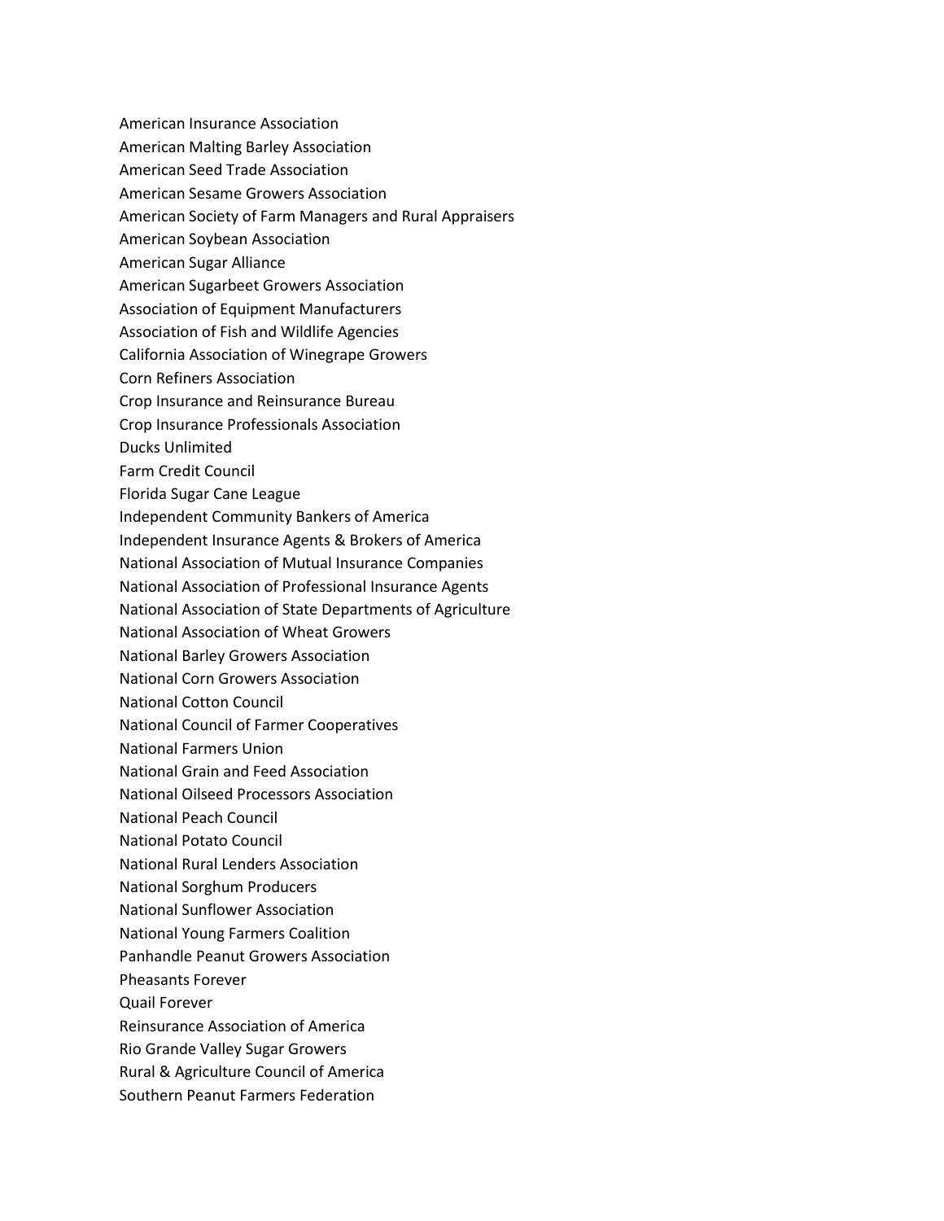American Insurance Association
American Malting Barley Association
American Seed Trade Association
American Sesame Growers Association
American Society of Farm Managers and Rural Appraisers
American Soybean Association
American Sugar Alliance
American Sugarbeet Growers Association
Association of Equipment Manufacturers
Association of Fish and Wildlife Agencies
California Association of Winegrape Growers
Corn Refiners Association
Crop Insurance and Reinsurance Bureau
Crop Insurance Professionals Association
Ducks Unlimited
Farm Credit Council
Florida Sugar Cane League
Independent Community Bankers of America
Independent Insurance Agents & Brokers of America
National Association of Mutual Insurance Companies
National Association of Professional Insurance Agents
National Association of State Departments of Agriculture
National Association of Wheat Growers
National Barley Growers Association
National Corn Growers Association
National Cotton Council
National Council of Farmer Cooperatives
National Farmers Union
National Grain and Feed Association
National Oilseed Processors Association
National Peach Council
National Potato Council
National Rural Lenders Association
National Sorghum Producers
National Sunflower Association
National Young Farmers Coalition
Panhandle Peanut Growers Association
Pheasants Forever
Quail Forever
Reinsurance Association of America
Rio Grande Valley Sugar Growers
Rural & Agriculture Council of America
Southern Peanut Farmers Federation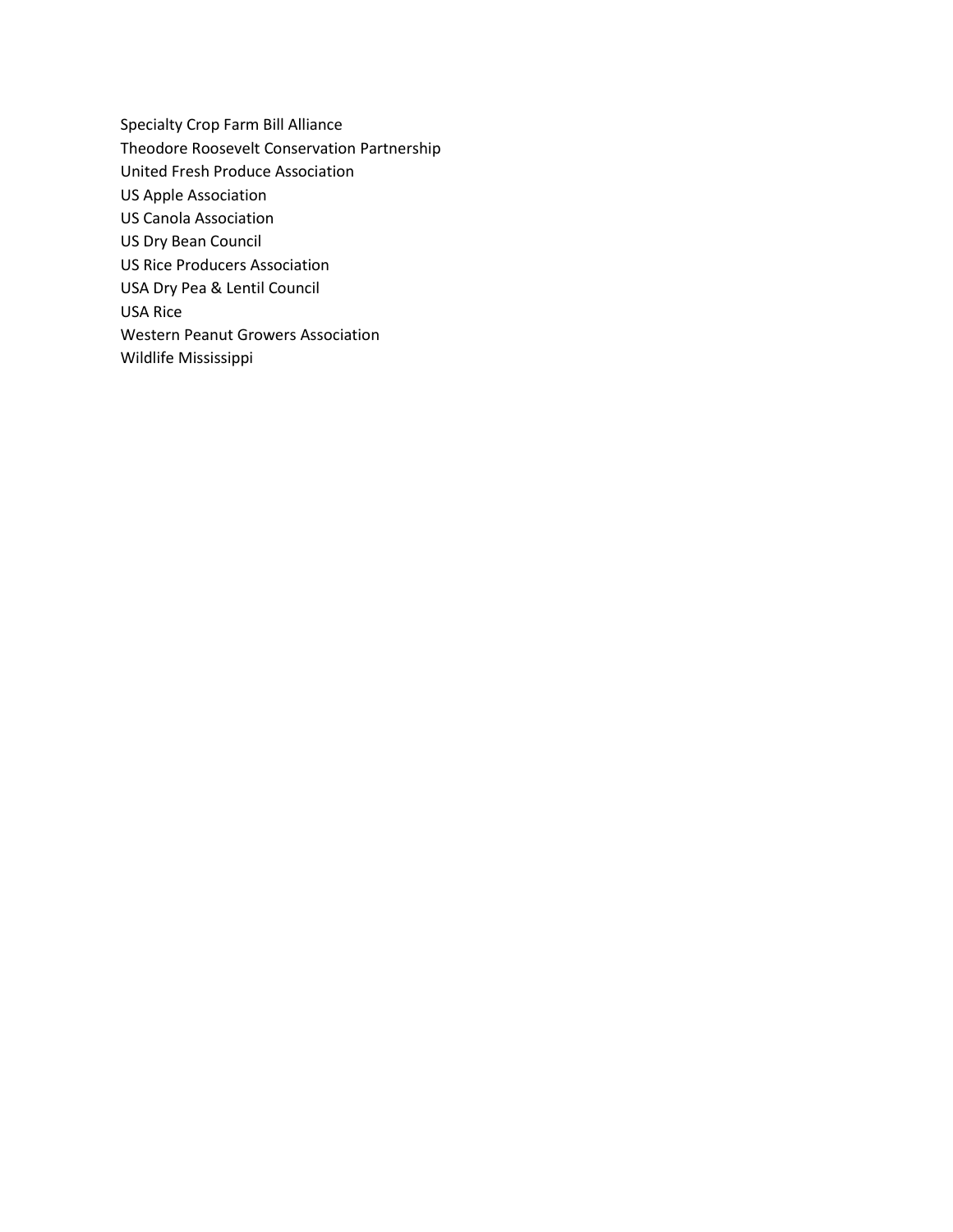Specialty Crop Farm Bill Alliance
Theodore Roosevelt Conservation Partnership
United Fresh Produce Association
US Apple Association
US Canola Association
US Dry Bean Council
US Rice Producers Association
USA Dry Pea & Lentil Council
USA Rice
Western Peanut Growers Association
Wildlife Mississippi